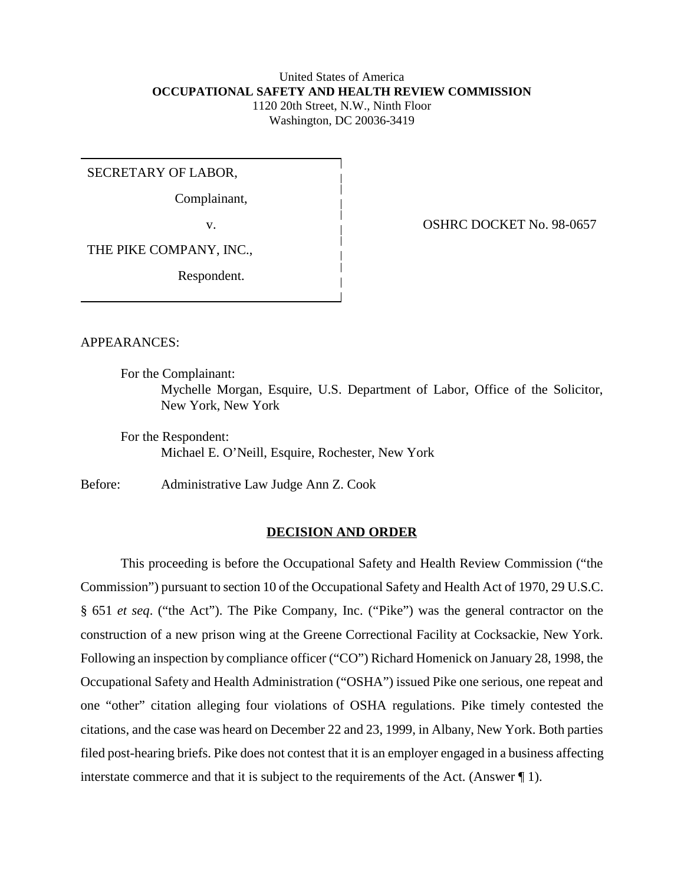United States of America
**OCCUPATIONAL SAFETY AND HEALTH REVIEW COMMISSION**
1120 20th Street, N.W., Ninth Floor
Washington, DC 20036-3419

| | |
|---|---|
| SECRETARY OF LABOR,<br><br>Complainant,<br><br>v.<br><br>THE PIKE COMPANY, INC.,<br><br>Respondent. | OSHRC DOCKET No. 98-0657 |

APPEARANCES:

For the Complainant:
Mychelle Morgan, Esquire, U.S. Department of Labor, Office of the Solicitor, New York, New York

For the Respondent:
Michael E. O'Neill, Esquire, Rochester, New York

Before: Administrative Law Judge Ann Z. Cook

## DECISION AND ORDER

This proceeding is before the Occupational Safety and Health Review Commission ("the Commission") pursuant to section 10 of the Occupational Safety and Health Act of 1970, 29 U.S.C. § 651 *et seq*. ("the Act"). The Pike Company, Inc. ("Pike") was the general contractor on the construction of a new prison wing at the Greene Correctional Facility at Cocksackie, New York. Following an inspection by compliance officer ("CO") Richard Homenick on January 28, 1998, the Occupational Safety and Health Administration ("OSHA") issued Pike one serious, one repeat and one "other" citation alleging four violations of OSHA regulations. Pike timely contested the citations, and the case was heard on December 22 and 23, 1999, in Albany, New York. Both parties filed post-hearing briefs. Pike does not contest that it is an employer engaged in a business affecting interstate commerce and that it is subject to the requirements of the Act. (Answer ¶ 1).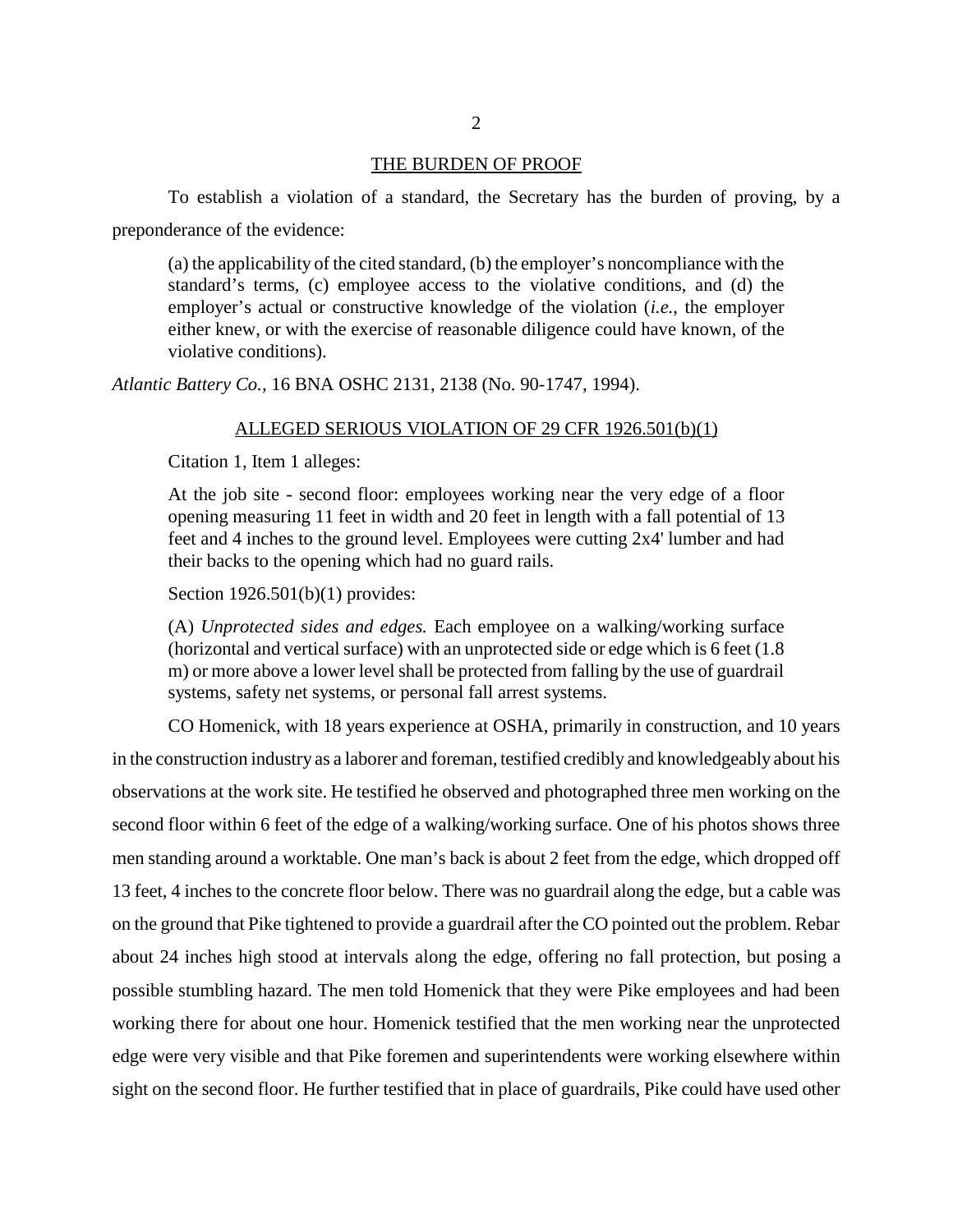## THE BURDEN OF PROOF

To establish a violation of a standard, the Secretary has the burden of proving, by a preponderance of the evidence:

> (a) the applicability of the cited standard, (b) the employer's noncompliance with the standard's terms, (c) employee access to the violative conditions, and (d) the employer's actual or constructive knowledge of the violation (*i.e.*, the employer either knew, or with the exercise of reasonable diligence could have known, of the violative conditions).

*Atlantic Battery Co.*, 16 BNA OSHC 2131, 2138 (No. 90-1747, 1994).

## ALLEGED SERIOUS VIOLATION OF 29 CFR 1926.501(b)(1)

Citation 1, Item 1 alleges:

> At the job site - second floor: employees working near the very edge of a floor opening measuring 11 feet in width and 20 feet in length with a fall potential of 13 feet and 4 inches to the ground level. Employees were cutting 2x4' lumber and had their backs to the opening which had no guard rails.

Section 1926.501(b)(1) provides:

> (A) *Unprotected sides and edges.* Each employee on a walking/working surface (horizontal and vertical surface) with an unprotected side or edge which is 6 feet (1.8 m) or more above a lower level shall be protected from falling by the use of guardrail systems, safety net systems, or personal fall arrest systems.

CO Homenick, with 18 years experience at OSHA, primarily in construction, and 10 years in the construction industry as a laborer and foreman, testified credibly and knowledgeably about his observations at the work site. He testified he observed and photographed three men working on the second floor within 6 feet of the edge of a walking/working surface. One of his photos shows three men standing around a worktable. One man's back is about 2 feet from the edge, which dropped off 13 feet, 4 inches to the concrete floor below. There was no guardrail along the edge, but a cable was on the ground that Pike tightened to provide a guardrail after the CO pointed out the problem. Rebar about 24 inches high stood at intervals along the edge, offering no fall protection, but posing a possible stumbling hazard. The men told Homenick that they were Pike employees and had been working there for about one hour. Homenick testified that the men working near the unprotected edge were very visible and that Pike foremen and superintendents were working elsewhere within sight on the second floor. He further testified that in place of guardrails, Pike could have used other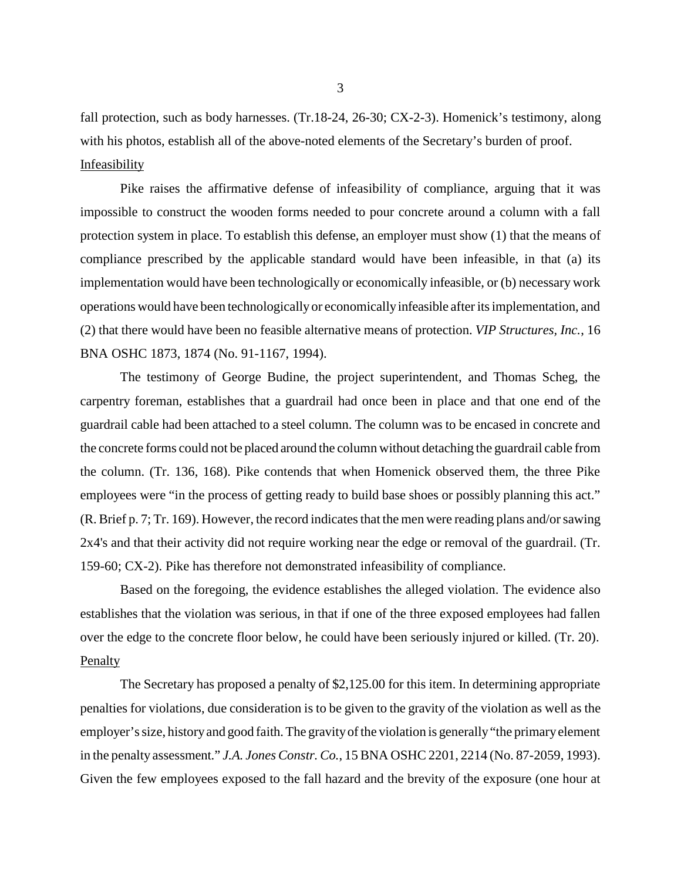fall protection, such as body harnesses. (Tr.18-24, 26-30; CX-2-3). Homenick's testimony, along with his photos, establish all of the above-noted elements of the Secretary's burden of proof.

Infeasibility

Pike raises the affirmative defense of infeasibility of compliance, arguing that it was impossible to construct the wooden forms needed to pour concrete around a column with a fall protection system in place. To establish this defense, an employer must show (1) that the means of compliance prescribed by the applicable standard would have been infeasible, in that (a) its implementation would have been technologically or economically infeasible, or (b) necessary work operations would have been technologically or economically infeasible after its implementation, and (2) that there would have been no feasible alternative means of protection. *VIP Structures, Inc.*, 16 BNA OSHC 1873, 1874 (No. 91-1167, 1994).

The testimony of George Budine, the project superintendent, and Thomas Scheg, the carpentry foreman, establishes that a guardrail had once been in place and that one end of the guardrail cable had been attached to a steel column. The column was to be encased in concrete and the concrete forms could not be placed around the column without detaching the guardrail cable from the column. (Tr. 136, 168). Pike contends that when Homenick observed them, the three Pike employees were "in the process of getting ready to build base shoes or possibly planning this act." (R. Brief p. 7; Tr. 169). However, the record indicates that the men were reading plans and/or sawing 2x4's and that their activity did not require working near the edge or removal of the guardrail. (Tr. 159-60; CX-2). Pike has therefore not demonstrated infeasibility of compliance.

Based on the foregoing, the evidence establishes the alleged violation. The evidence also establishes that the violation was serious, in that if one of the three exposed employees had fallen over the edge to the concrete floor below, he could have been seriously injured or killed. (Tr. 20).

Penalty

The Secretary has proposed a penalty of $2,125.00 for this item. In determining appropriate penalties for violations, due consideration is to be given to the gravity of the violation as well as the employer's size, history and good faith. The gravity of the violation is generally "the primary element in the penalty assessment." *J.A. Jones Constr. Co.*, 15 BNA OSHC 2201, 2214 (No. 87-2059, 1993). Given the few employees exposed to the fall hazard and the brevity of the exposure (one hour at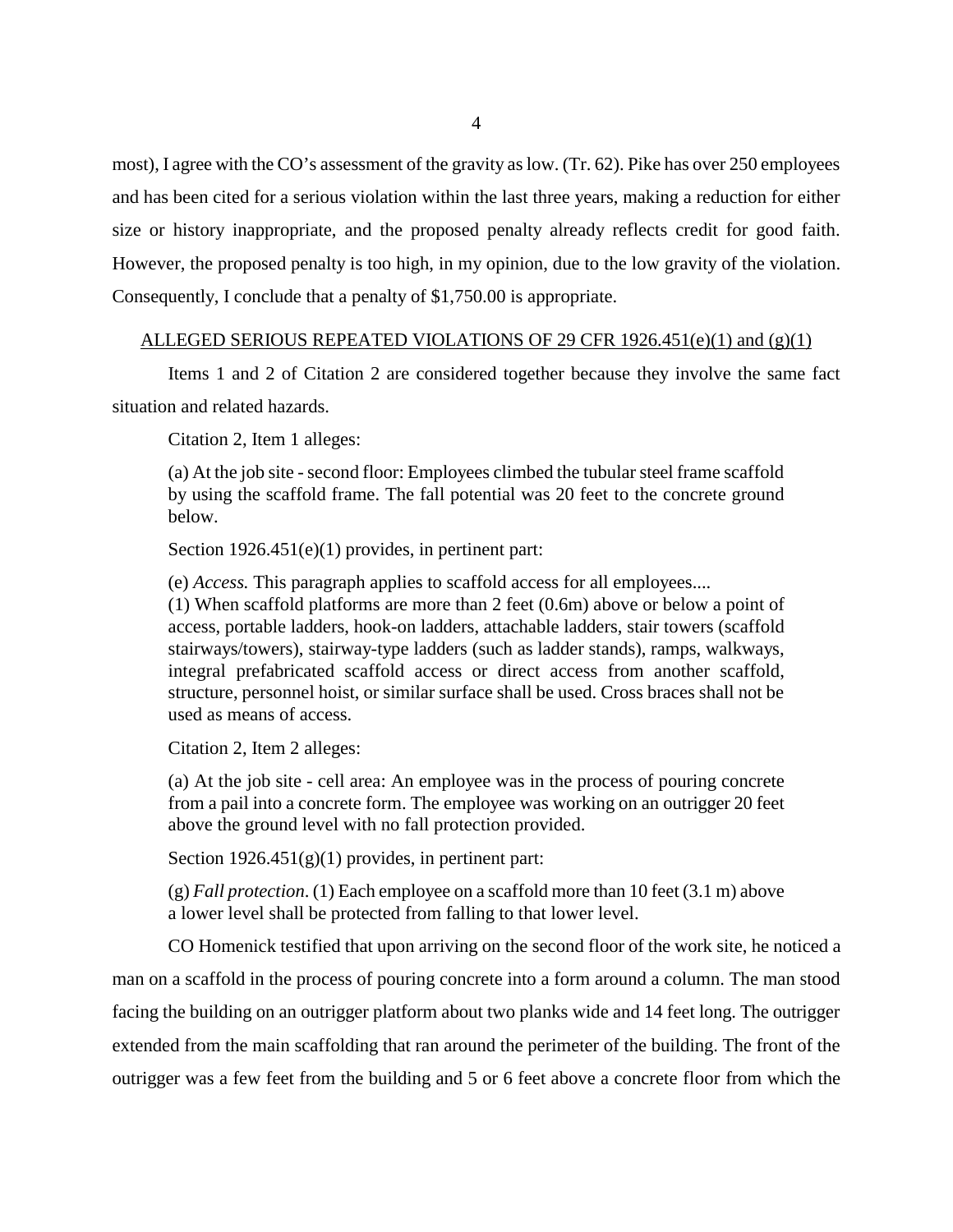most), I agree with the CO's assessment of the gravity as low. (Tr. 62). Pike has over 250 employees and has been cited for a serious violation within the last three years, making a reduction for either size or history inappropriate, and the proposed penalty already reflects credit for good faith. However, the proposed penalty is too high, in my opinion, due to the low gravity of the violation. Consequently, I conclude that a penalty of $1,750.00 is appropriate.

<u>ALLEGED SERIOUS REPEATED VIOLATIONS OF 29 CFR 1926.451(e)(1) and (g)(1)</u>

Items 1 and 2 of Citation 2 are considered together because they involve the same fact situation and related hazards.

Citation 2, Item 1 alleges:

> (a) At the job site - second floor: Employees climbed the tubular steel frame scaffold by using the scaffold frame. The fall potential was 20 feet to the concrete ground below.

Section 1926.451(e)(1) provides, in pertinent part:

> (e) *Access.* This paragraph applies to scaffold access for all employees....
> (1) When scaffold platforms are more than 2 feet (0.6m) above or below a point of access, portable ladders, hook-on ladders, attachable ladders, stair towers (scaffold stairways/towers), stairway-type ladders (such as ladder stands), ramps, walkways, integral prefabricated scaffold access or direct access from another scaffold, structure, personnel hoist, or similar surface shall be used. Cross braces shall not be used as means of access.

Citation 2, Item 2 alleges:

> (a) At the job site - cell area: An employee was in the process of pouring concrete from a pail into a concrete form. The employee was working on an outrigger 20 feet above the ground level with no fall protection provided.

Section 1926.451(g)(1) provides, in pertinent part:

> (g) *Fall protection*. (1) Each employee on a scaffold more than 10 feet (3.1 m) above a lower level shall be protected from falling to that lower level.

CO Homenick testified that upon arriving on the second floor of the work site, he noticed a man on a scaffold in the process of pouring concrete into a form around a column. The man stood facing the building on an outrigger platform about two planks wide and 14 feet long. The outrigger extended from the main scaffolding that ran around the perimeter of the building. The front of the outrigger was a few feet from the building and 5 or 6 feet above a concrete floor from which the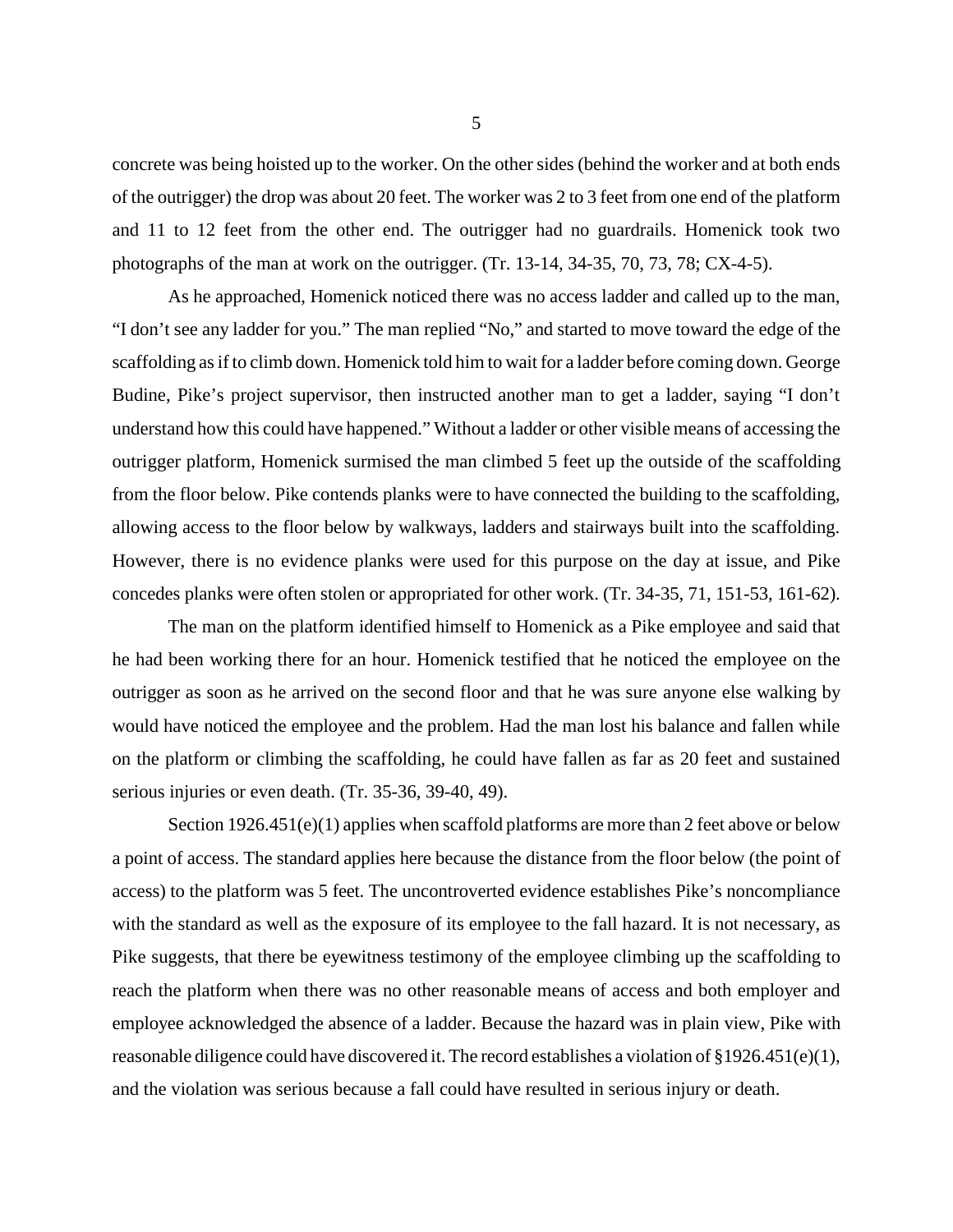concrete was being hoisted up to the worker. On the other sides (behind the worker and at both ends of the outrigger) the drop was about 20 feet. The worker was 2 to 3 feet from one end of the platform and 11 to 12 feet from the other end. The outrigger had no guardrails. Homenick took two photographs of the man at work on the outrigger. (Tr. 13-14, 34-35, 70, 73, 78; CX-4-5).

As he approached, Homenick noticed there was no access ladder and called up to the man, "I don't see any ladder for you." The man replied "No," and started to move toward the edge of the scaffolding as if to climb down. Homenick told him to wait for a ladder before coming down. George Budine, Pike's project supervisor, then instructed another man to get a ladder, saying "I don't understand how this could have happened." Without a ladder or other visible means of accessing the outrigger platform, Homenick surmised the man climbed 5 feet up the outside of the scaffolding from the floor below. Pike contends planks were to have connected the building to the scaffolding, allowing access to the floor below by walkways, ladders and stairways built into the scaffolding. However, there is no evidence planks were used for this purpose on the day at issue, and Pike concedes planks were often stolen or appropriated for other work. (Tr. 34-35, 71, 151-53, 161-62).

The man on the platform identified himself to Homenick as a Pike employee and said that he had been working there for an hour. Homenick testified that he noticed the employee on the outrigger as soon as he arrived on the second floor and that he was sure anyone else walking by would have noticed the employee and the problem. Had the man lost his balance and fallen while on the platform or climbing the scaffolding, he could have fallen as far as 20 feet and sustained serious injuries or even death. (Tr. 35-36, 39-40, 49).

Section 1926.451(e)(1) applies when scaffold platforms are more than 2 feet above or below a point of access. The standard applies here because the distance from the floor below (the point of access) to the platform was 5 feet. The uncontroverted evidence establishes Pike's noncompliance with the standard as well as the exposure of its employee to the fall hazard. It is not necessary, as Pike suggests, that there be eyewitness testimony of the employee climbing up the scaffolding to reach the platform when there was no other reasonable means of access and both employer and employee acknowledged the absence of a ladder. Because the hazard was in plain view, Pike with reasonable diligence could have discovered it. The record establishes a violation of §1926.451(e)(1), and the violation was serious because a fall could have resulted in serious injury or death.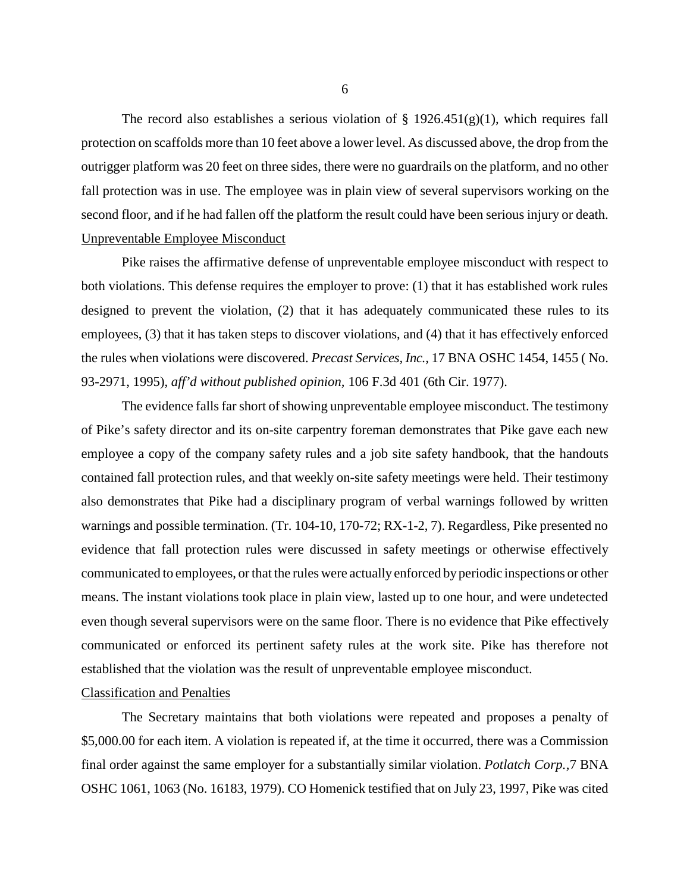The record also establishes a serious violation of § 1926.451(g)(1), which requires fall protection on scaffolds more than 10 feet above a lower level. As discussed above, the drop from the outrigger platform was 20 feet on three sides, there were no guardrails on the platform, and no other fall protection was in use. The employee was in plain view of several supervisors working on the second floor, and if he had fallen off the platform the result could have been serious injury or death.

Unpreventable Employee Misconduct

Pike raises the affirmative defense of unpreventable employee misconduct with respect to both violations. This defense requires the employer to prove: (1) that it has established work rules designed to prevent the violation, (2) that it has adequately communicated these rules to its employees, (3) that it has taken steps to discover violations, and (4) that it has effectively enforced the rules when violations were discovered. *Precast Services, Inc.,* 17 BNA OSHC 1454, 1455 ( No. 93-2971, 1995), *aff'd without published opinion*, 106 F.3d 401 (6th Cir. 1977).

The evidence falls far short of showing unpreventable employee misconduct. The testimony of Pike's safety director and its on-site carpentry foreman demonstrates that Pike gave each new employee a copy of the company safety rules and a job site safety handbook, that the handouts contained fall protection rules, and that weekly on-site safety meetings were held. Their testimony also demonstrates that Pike had a disciplinary program of verbal warnings followed by written warnings and possible termination. (Tr. 104-10, 170-72; RX-1-2, 7). Regardless, Pike presented no evidence that fall protection rules were discussed in safety meetings or otherwise effectively communicated to employees, or that the rules were actually enforced by periodic inspections or other means. The instant violations took place in plain view, lasted up to one hour, and were undetected even though several supervisors were on the same floor. There is no evidence that Pike effectively communicated or enforced its pertinent safety rules at the work site. Pike has therefore not established that the violation was the result of unpreventable employee misconduct.

Classification and Penalties

The Secretary maintains that both violations were repeated and proposes a penalty of $5,000.00 for each item. A violation is repeated if, at the time it occurred, there was a Commission final order against the same employer for a substantially similar violation. *Potlatch Corp.,*7 BNA OSHC 1061, 1063 (No. 16183, 1979). CO Homenick testified that on July 23, 1997, Pike was cited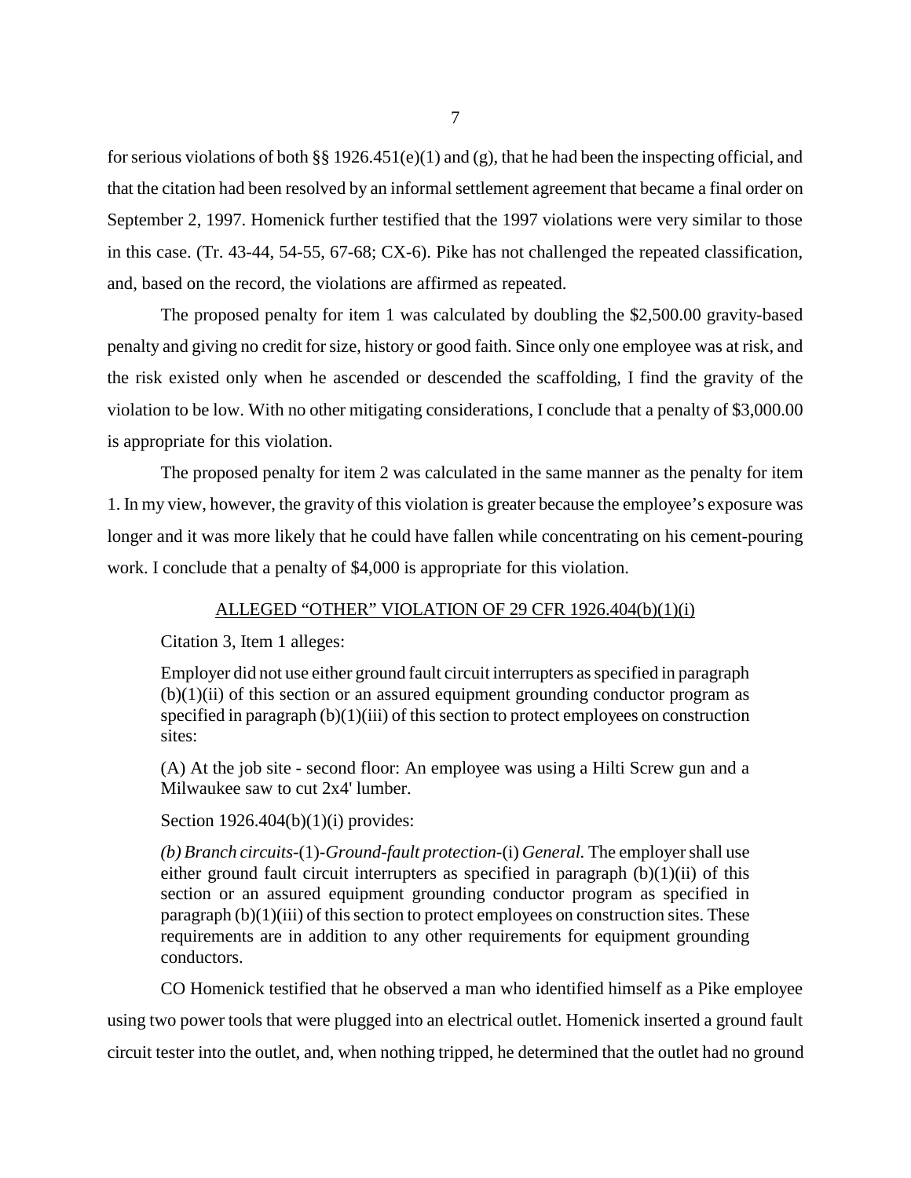for serious violations of both §§ 1926.451(e)(1) and (g), that he had been the inspecting official, and that the citation had been resolved by an informal settlement agreement that became a final order on September 2, 1997. Homenick further testified that the 1997 violations were very similar to those in this case. (Tr. 43-44, 54-55, 67-68; CX-6). Pike has not challenged the repeated classification, and, based on the record, the violations are affirmed as repeated.

The proposed penalty for item 1 was calculated by doubling the $2,500.00 gravity-based penalty and giving no credit for size, history or good faith. Since only one employee was at risk, and the risk existed only when he ascended or descended the scaffolding, I find the gravity of the violation to be low. With no other mitigating considerations, I conclude that a penalty of $3,000.00 is appropriate for this violation.

The proposed penalty for item 2 was calculated in the same manner as the penalty for item 1. In my view, however, the gravity of this violation is greater because the employee's exposure was longer and it was more likely that he could have fallen while concentrating on his cement-pouring work. I conclude that a penalty of $4,000 is appropriate for this violation.

<u>ALLEGED "OTHER" VIOLATION OF 29 CFR 1926.404(b)(1)(i)</u>

Citation 3, Item 1 alleges:

> Employer did not use either ground fault circuit interrupters as specified in paragraph (b)(1)(ii) of this section or an assured equipment grounding conductor program as specified in paragraph (b)(1)(iii) of this section to protect employees on construction sites:
>
> (A) At the job site - second floor: An employee was using a Hilti Screw gun and a Milwaukee saw to cut 2x4' lumber.

Section 1926.404(b)(1)(i) provides:

> *(b) Branch circuits*-(1)-*Ground-fault protection*-(i) *General.* The employer shall use either ground fault circuit interrupters as specified in paragraph (b)(1)(ii) of this section or an assured equipment grounding conductor program as specified in paragraph (b)(1)(iii) of this section to protect employees on construction sites. These requirements are in addition to any other requirements for equipment grounding conductors.

CO Homenick testified that he observed a man who identified himself as a Pike employee using two power tools that were plugged into an electrical outlet. Homenick inserted a ground fault circuit tester into the outlet, and, when nothing tripped, he determined that the outlet had no ground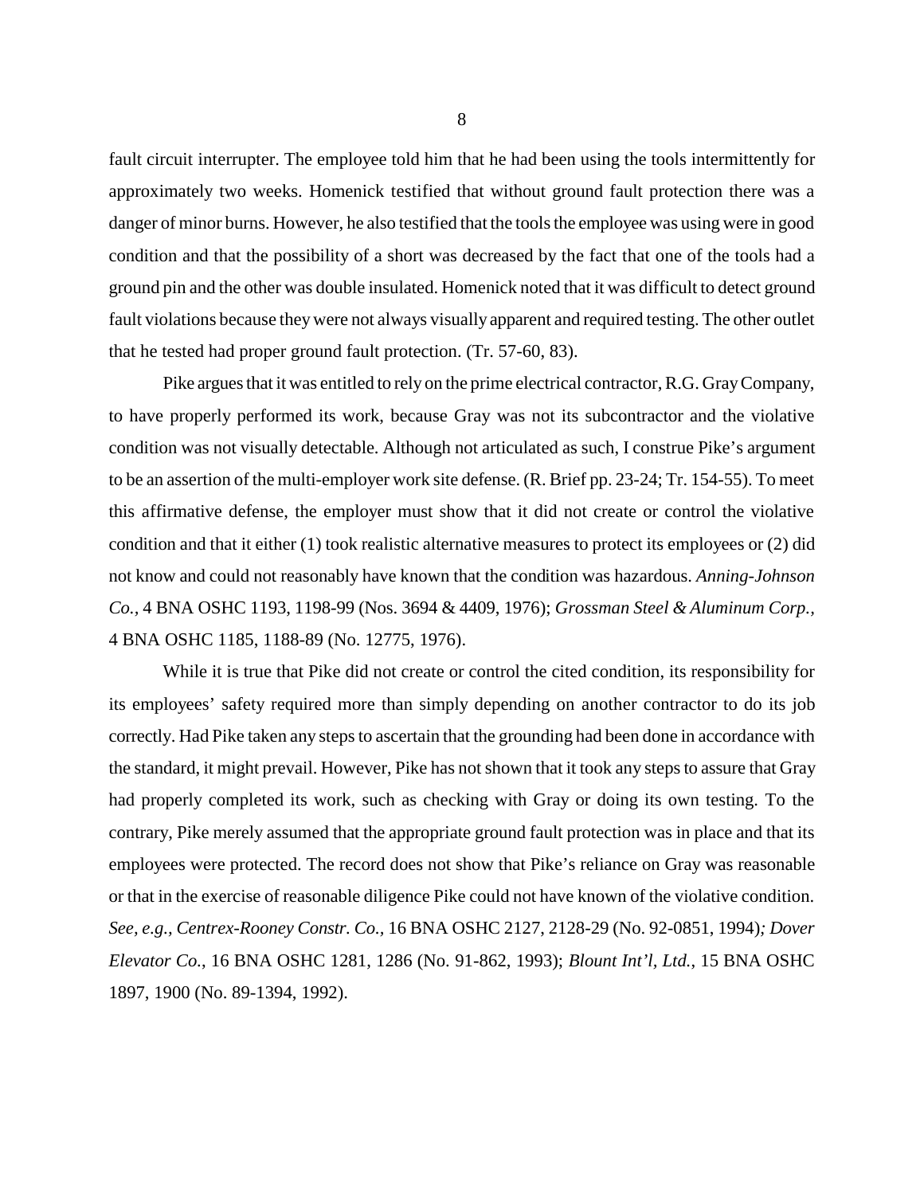fault circuit interrupter. The employee told him that he had been using the tools intermittently for approximately two weeks. Homenick testified that without ground fault protection there was a danger of minor burns. However, he also testified that the tools the employee was using were in good condition and that the possibility of a short was decreased by the fact that one of the tools had a ground pin and the other was double insulated. Homenick noted that it was difficult to detect ground fault violations because they were not always visually apparent and required testing. The other outlet that he tested had proper ground fault protection. (Tr. 57-60, 83).

Pike argues that it was entitled to rely on the prime electrical contractor, R.G. Gray Company, to have properly performed its work, because Gray was not its subcontractor and the violative condition was not visually detectable. Although not articulated as such, I construe Pike's argument to be an assertion of the multi-employer work site defense. (R. Brief pp. 23-24; Tr. 154-55). To meet this affirmative defense, the employer must show that it did not create or control the violative condition and that it either (1) took realistic alternative measures to protect its employees or (2) did not know and could not reasonably have known that the condition was hazardous. *Anning-Johnson Co.,* 4 BNA OSHC 1193, 1198-99 (Nos. 3694 & 4409, 1976); *Grossman Steel & Aluminum Corp.,* 4 BNA OSHC 1185, 1188-89 (No. 12775, 1976).

While it is true that Pike did not create or control the cited condition, its responsibility for its employees' safety required more than simply depending on another contractor to do its job correctly. Had Pike taken any steps to ascertain that the grounding had been done in accordance with the standard, it might prevail. However, Pike has not shown that it took any steps to assure that Gray had properly completed its work, such as checking with Gray or doing its own testing. To the contrary, Pike merely assumed that the appropriate ground fault protection was in place and that its employees were protected. The record does not show that Pike's reliance on Gray was reasonable or that in the exercise of reasonable diligence Pike could not have known of the violative condition. *See, e.g., Centrex-Rooney Constr. Co.,* 16 BNA OSHC 2127, 2128-29 (No. 92-0851, 1994)*; Dover Elevator Co.*, 16 BNA OSHC 1281, 1286 (No. 91-862, 1993); *Blount Int'l, Ltd.*, 15 BNA OSHC 1897, 1900 (No. 89-1394, 1992).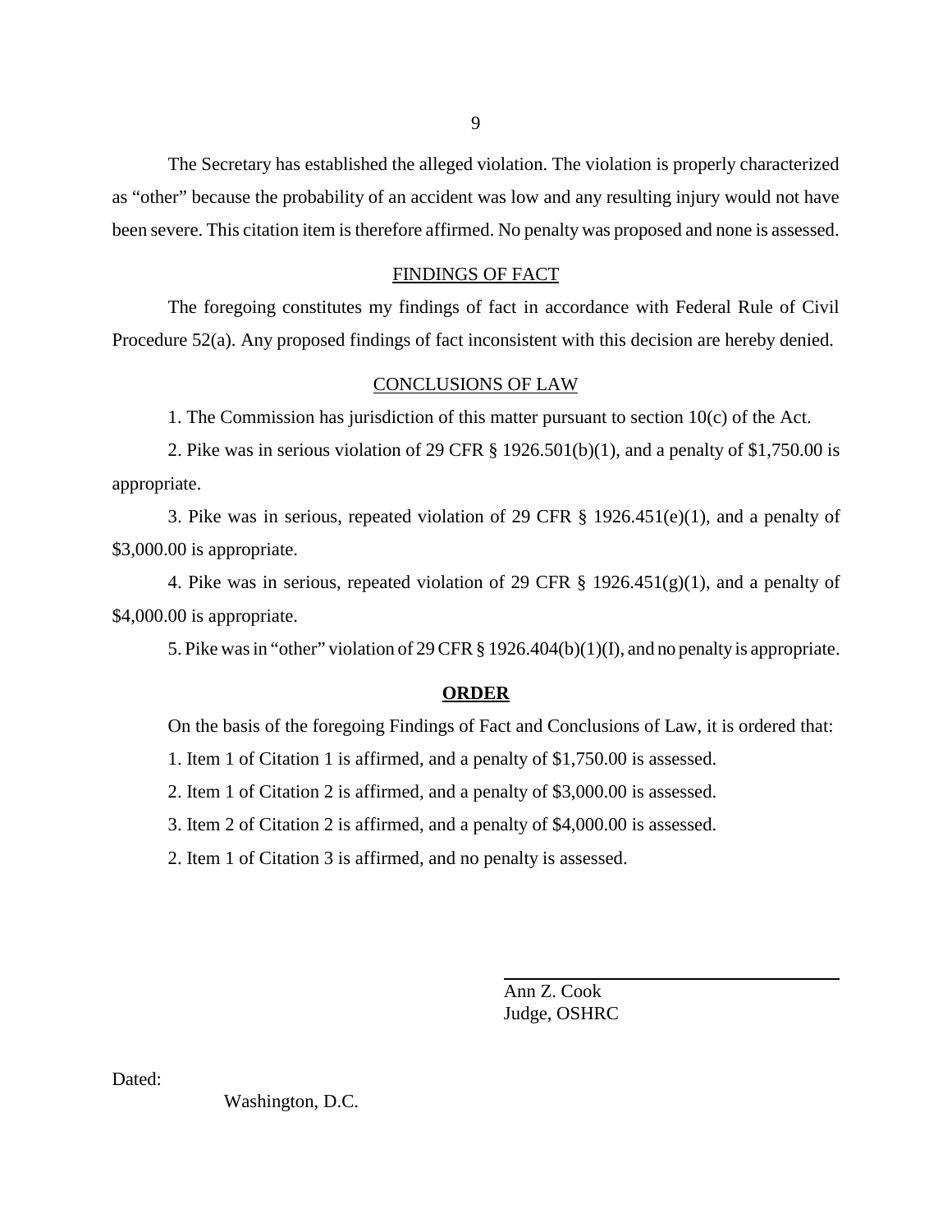The Secretary has established the alleged violation. The violation is properly characterized as "other" because the probability of an accident was low and any resulting injury would not have been severe. This citation item is therefore affirmed. No penalty was proposed and none is assessed.

## FINDINGS OF FACT

The foregoing constitutes my findings of fact in accordance with Federal Rule of Civil Procedure 52(a). Any proposed findings of fact inconsistent with this decision are hereby denied.

## CONCLUSIONS OF LAW

1. The Commission has jurisdiction of this matter pursuant to section 10(c) of the Act.

2. Pike was in serious violation of 29 CFR § 1926.501(b)(1), and a penalty of $1,750.00 is appropriate.

3. Pike was in serious, repeated violation of 29 CFR § 1926.451(e)(1), and a penalty of $3,000.00 is appropriate.

4. Pike was in serious, repeated violation of 29 CFR § 1926.451(g)(1), and a penalty of $4,000.00 is appropriate.

5. Pike was in "other" violation of 29 CFR § 1926.404(b)(1)(I), and no penalty is appropriate.

## **ORDER**

On the basis of the foregoing Findings of Fact and Conclusions of Law, it is ordered that:

1. Item 1 of Citation 1 is affirmed, and a penalty of $1,750.00 is assessed.

2. Item 1 of Citation 2 is affirmed, and a penalty of $3,000.00 is assessed.

3. Item 2 of Citation 2 is affirmed, and a penalty of $4,000.00 is assessed.

2. Item 1 of Citation 3 is affirmed, and no penalty is assessed.

Ann Z. Cook
Judge, OSHRC

Dated:

Washington, D.C.